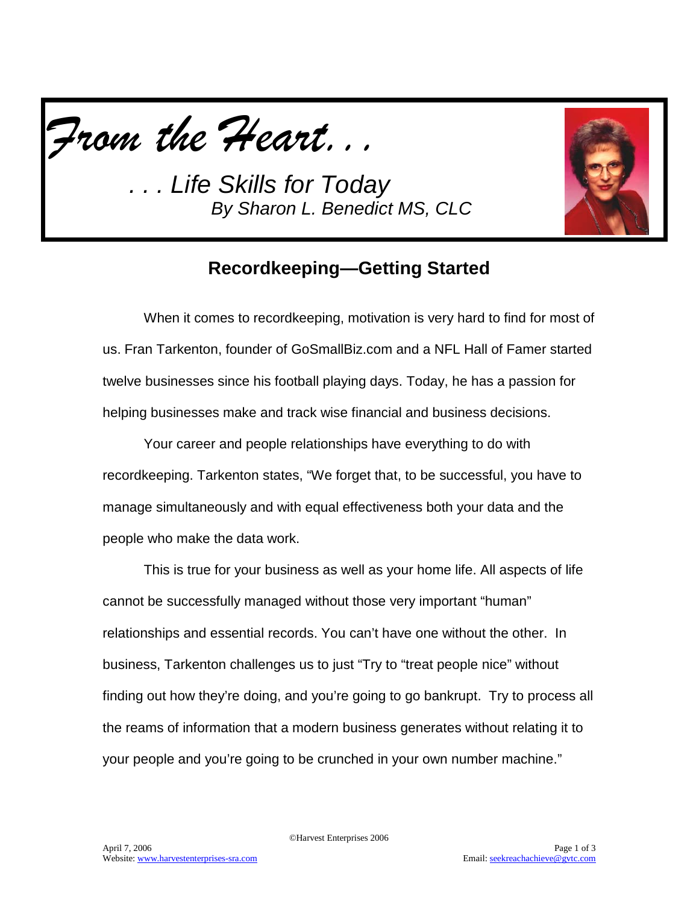*From the Heart. . .*

*. . . Life Skills for Today*
*By Sharon L. Benedict MS, CLC*

## Recordkeeping—Getting Started

When it comes to recordkeeping, motivation is very hard to find for most of us. Fran Tarkenton, founder of GoSmallBiz.com and a NFL Hall of Famer started twelve businesses since his football playing days. Today, he has a passion for helping businesses make and track wise financial and business decisions.

Your career and people relationships have everything to do with recordkeeping. Tarkenton states, "We forget that, to be successful, you have to manage simultaneously and with equal effectiveness both your data and the people who make the data work.

This is true for your business as well as your home life. All aspects of life cannot be successfully managed without those very important "human" relationships and essential records. You can't have one without the other. In business, Tarkenton challenges us to just "Try to "treat people nice" without finding out how they're doing, and you're going to go bankrupt. Try to process all the reams of information that a modern business generates without relating it to your people and you're going to be crunched in your own number machine."

©Harvest Enterprises 2006

April 7, 2006
Website: www.harvestenterprises-sra.com

Email: seekreachachieve@gvtc.com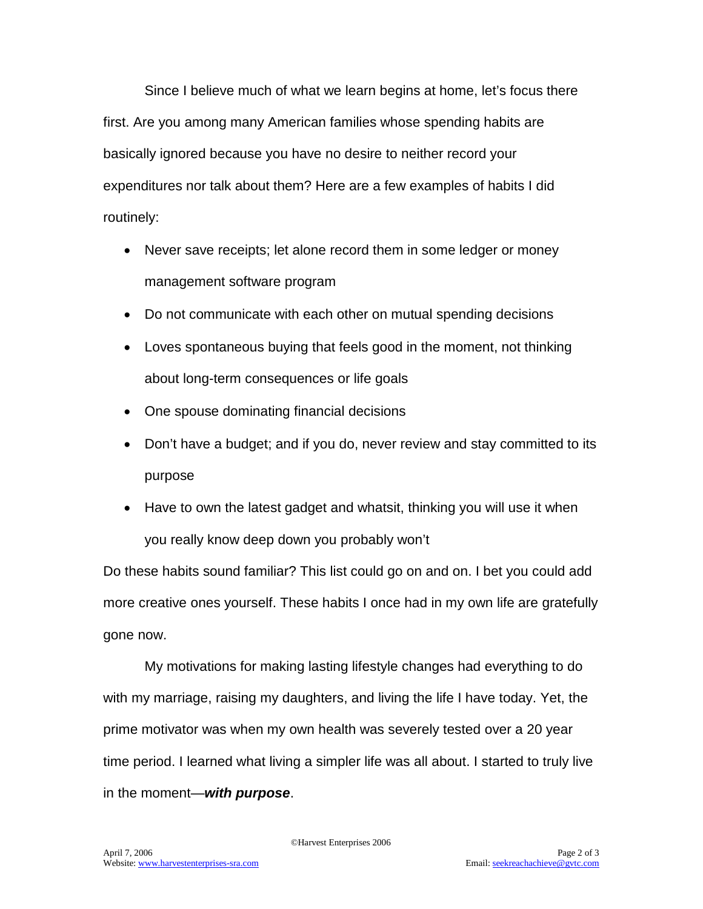Since I believe much of what we learn begins at home, let's focus there first. Are you among many American families whose spending habits are basically ignored because you have no desire to neither record your expenditures nor talk about them? Here are a few examples of habits I did routinely:

- Never save receipts; let alone record them in some ledger or money management software program
- Do not communicate with each other on mutual spending decisions
- Loves spontaneous buying that feels good in the moment, not thinking about long-term consequences or life goals
- One spouse dominating financial decisions
- Don't have a budget; and if you do, never review and stay committed to its purpose
- Have to own the latest gadget and whatsit, thinking you will use it when you really know deep down you probably won't

Do these habits sound familiar? This list could go on and on. I bet you could add more creative ones yourself. These habits I once had in my own life are gratefully gone now.

My motivations for making lasting lifestyle changes had everything to do with my marriage, raising my daughters, and living the life I have today. Yet, the prime motivator was when my own health was severely tested over a 20 year time period. I learned what living a simpler life was all about. I started to truly live in the moment—***with purpose***.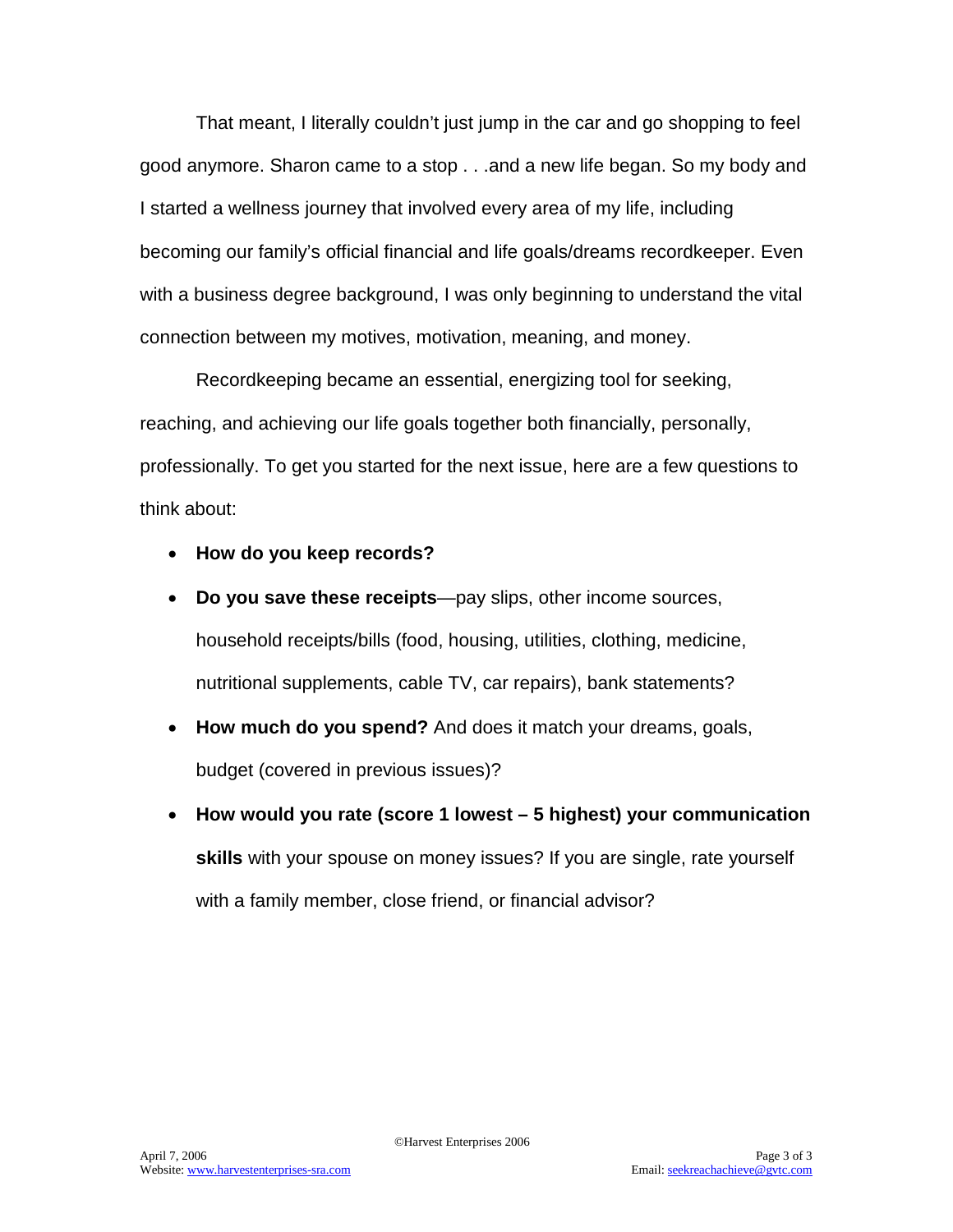That meant, I literally couldn't just jump in the car and go shopping to feel good anymore. Sharon came to a stop . . .and a new life began. So my body and I started a wellness journey that involved every area of my life, including becoming our family's official financial and life goals/dreams recordkeeper. Even with a business degree background, I was only beginning to understand the vital connection between my motives, motivation, meaning, and money.

Recordkeeping became an essential, energizing tool for seeking, reaching, and achieving our life goals together both financially, personally, professionally. To get you started for the next issue, here are a few questions to think about:

- **How do you keep records?**
- **Do you save these receipts**—pay slips, other income sources, household receipts/bills (food, housing, utilities, clothing, medicine, nutritional supplements, cable TV, car repairs), bank statements?
- **How much do you spend?** And does it match your dreams, goals, budget (covered in previous issues)?
- **How would you rate (score 1 lowest – 5 highest) your communication skills** with your spouse on money issues? If you are single, rate yourself with a family member, close friend, or financial advisor?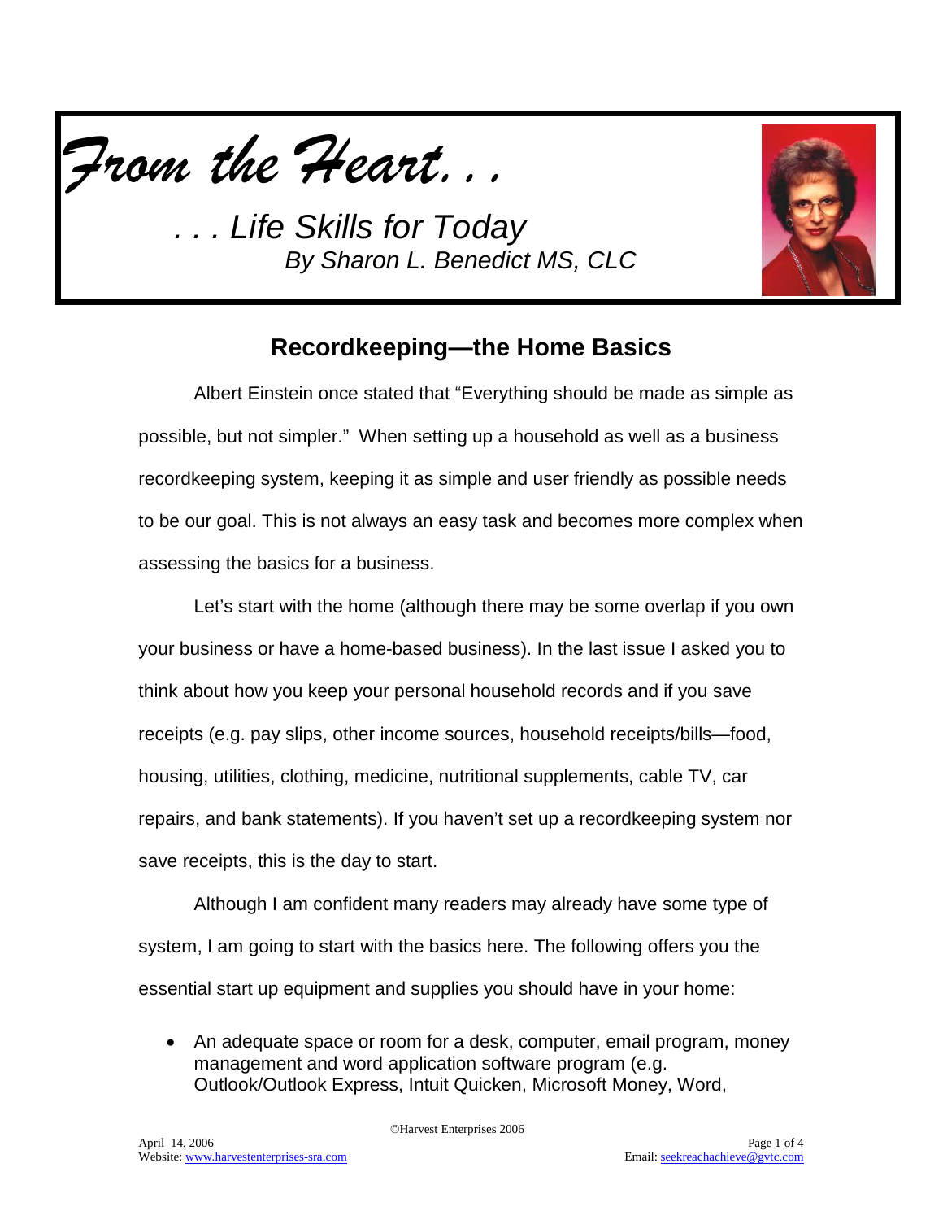# *From the Heart. . .*

*. . . Life Skills for Today*
*By Sharon L. Benedict MS, CLC*

## Recordkeeping—the Home Basics

Albert Einstein once stated that "Everything should be made as simple as possible, but not simpler." When setting up a household as well as a business recordkeeping system, keeping it as simple and user friendly as possible needs to be our goal. This is not always an easy task and becomes more complex when assessing the basics for a business.

Let's start with the home (although there may be some overlap if you own your business or have a home-based business). In the last issue I asked you to think about how you keep your personal household records and if you save receipts (e.g. pay slips, other income sources, household receipts/bills—food, housing, utilities, clothing, medicine, nutritional supplements, cable TV, car repairs, and bank statements). If you haven't set up a recordkeeping system nor save receipts, this is the day to start.

Although I am confident many readers may already have some type of system, I am going to start with the basics here. The following offers you the essential start up equipment and supplies you should have in your home:

- An adequate space or room for a desk, computer, email program, money management and word application software program (e.g. Outlook/Outlook Express, Intuit Quicken, Microsoft Money, Word,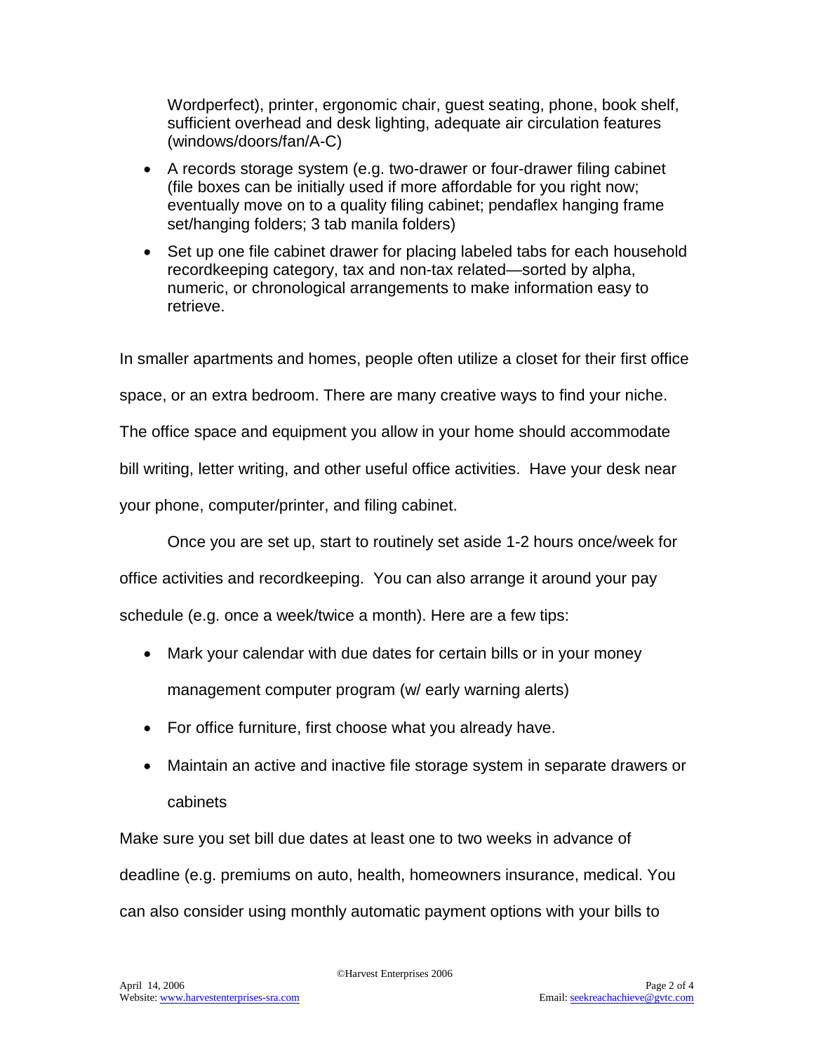Wordperfect), printer, ergonomic chair, guest seating, phone, book shelf, sufficient overhead and desk lighting, adequate air circulation features (windows/doors/fan/A-C)

- A records storage system (e.g. two-drawer or four-drawer filing cabinet (file boxes can be initially used if more affordable for you right now; eventually move on to a quality filing cabinet; pendaflex hanging frame set/hanging folders; 3 tab manila folders)
- Set up one file cabinet drawer for placing labeled tabs for each household recordkeeping category, tax and non-tax related—sorted by alpha, numeric, or chronological arrangements to make information easy to retrieve.

In smaller apartments and homes, people often utilize a closet for their first office space, or an extra bedroom. There are many creative ways to find your niche. The office space and equipment you allow in your home should accommodate bill writing, letter writing, and other useful office activities. Have your desk near your phone, computer/printer, and filing cabinet.

Once you are set up, start to routinely set aside 1-2 hours once/week for office activities and recordkeeping. You can also arrange it around your pay schedule (e.g. once a week/twice a month). Here are a few tips:

- Mark your calendar with due dates for certain bills or in your money management computer program (w/ early warning alerts)
- For office furniture, first choose what you already have.
- Maintain an active and inactive file storage system in separate drawers or cabinets

Make sure you set bill due dates at least one to two weeks in advance of deadline (e.g. premiums on auto, health, homeowners insurance, medical. You can also consider using monthly automatic payment options with your bills to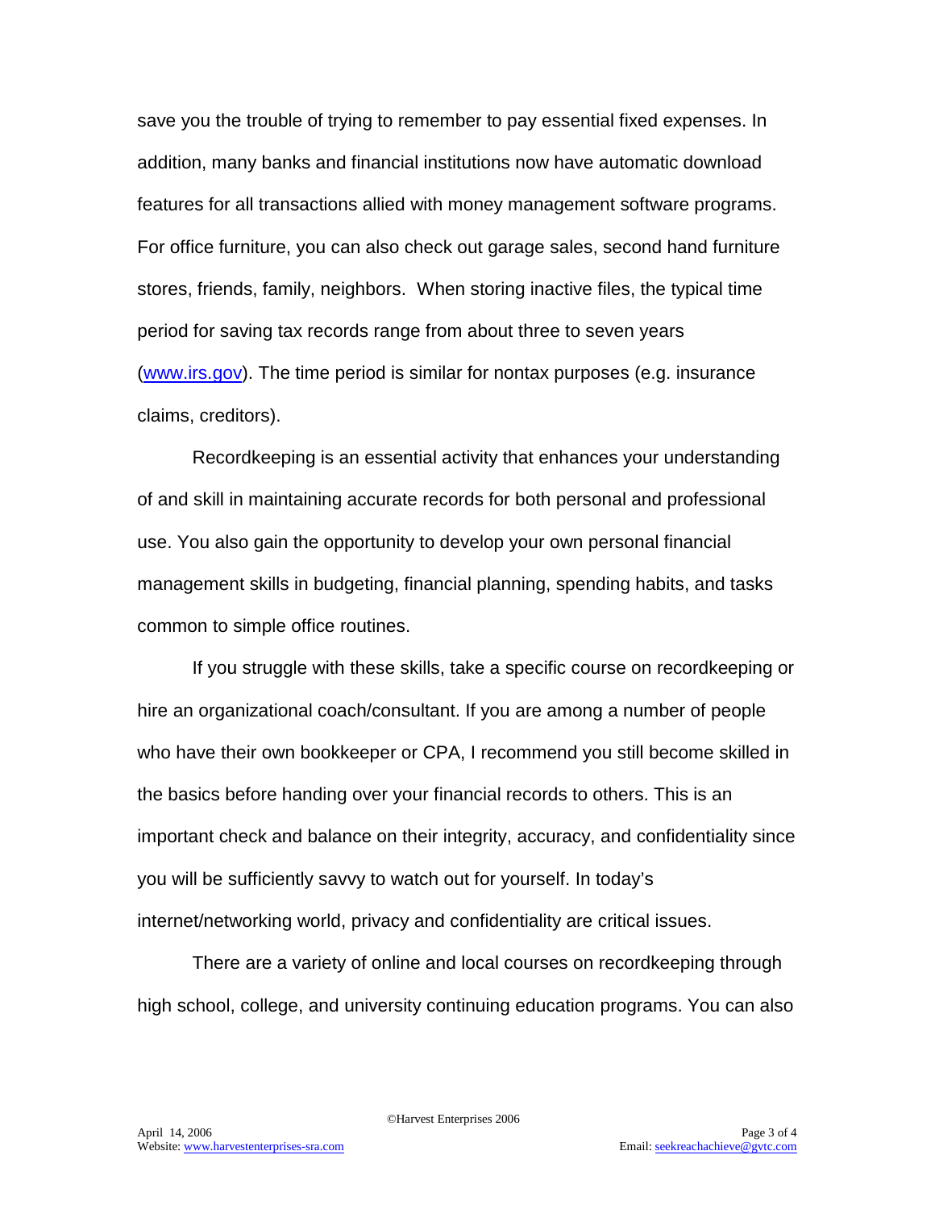save you the trouble of trying to remember to pay essential fixed expenses. In addition, many banks and financial institutions now have automatic download features for all transactions allied with money management software programs. For office furniture, you can also check out garage sales, second hand furniture stores, friends, family, neighbors. When storing inactive files, the typical time period for saving tax records range from about three to seven years (www.irs.gov). The time period is similar for nontax purposes (e.g. insurance claims, creditors).

Recordkeeping is an essential activity that enhances your understanding of and skill in maintaining accurate records for both personal and professional use. You also gain the opportunity to develop your own personal financial management skills in budgeting, financial planning, spending habits, and tasks common to simple office routines.

If you struggle with these skills, take a specific course on recordkeeping or hire an organizational coach/consultant. If you are among a number of people who have their own bookkeeper or CPA, I recommend you still become skilled in the basics before handing over your financial records to others. This is an important check and balance on their integrity, accuracy, and confidentiality since you will be sufficiently savvy to watch out for yourself. In today's internet/networking world, privacy and confidentiality are critical issues.

There are a variety of online and local courses on recordkeeping through high school, college, and university continuing education programs. You can also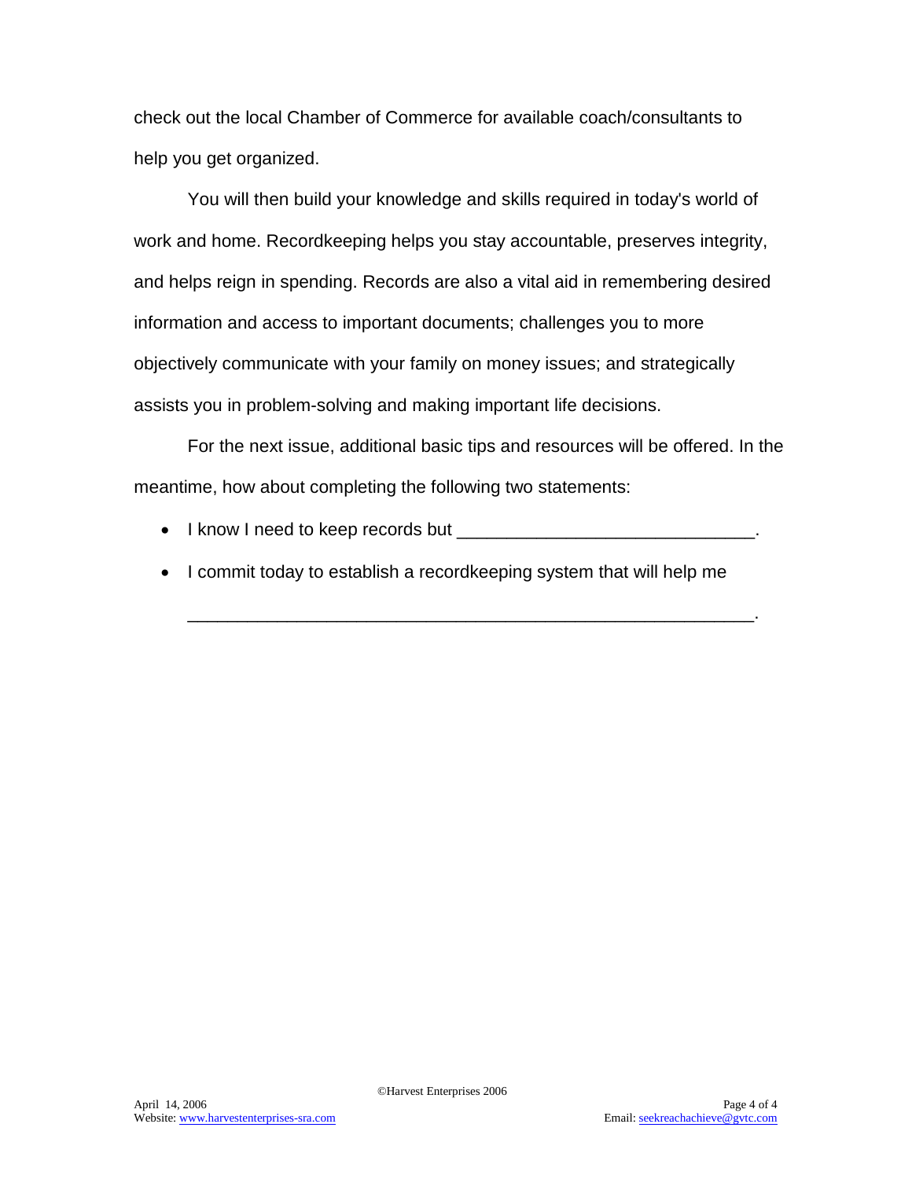check out the local Chamber of Commerce for available coach/consultants to help you get organized.

You will then build your knowledge and skills required in today's world of work and home. Recordkeeping helps you stay accountable, preserves integrity, and helps reign in spending. Records are also a vital aid in remembering desired information and access to important documents; challenges you to more objectively communicate with your family on money issues; and strategically assists you in problem-solving and making important life decisions.

For the next issue, additional basic tips and resources will be offered. In the meantime, how about completing the following two statements:

- I know I need to keep records but ______________________________.
- I commit today to establish a recordkeeping system that will help me

  _______________________________________________________.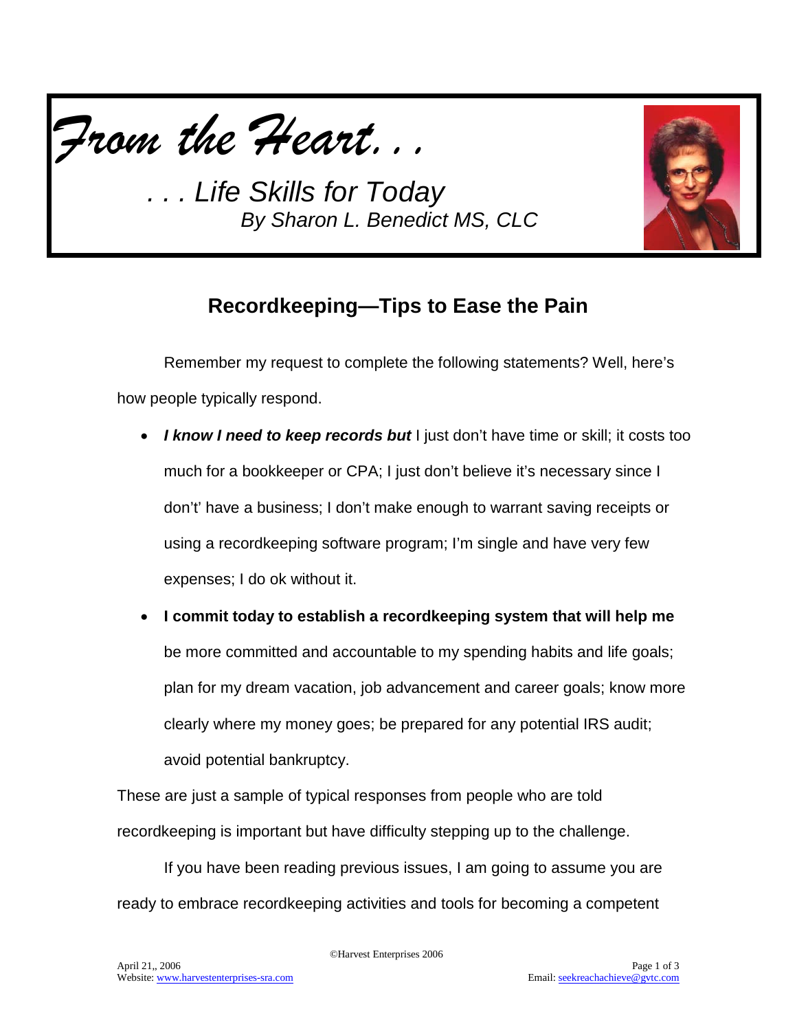*From the Heart. . .*

*. . . Life Skills for Today*

*By Sharon L. Benedict MS, CLC*

## Recordkeeping—Tips to Ease the Pain

Remember my request to complete the following statements? Well, here's how people typically respond.

- ***I know I need to keep records but*** I just don't have time or skill; it costs too much for a bookkeeper or CPA; I just don't believe it's necessary since I don't' have a business; I don't make enough to warrant saving receipts or using a recordkeeping software program; I'm single and have very few expenses; I do ok without it.
- **I commit today to establish a recordkeeping system that will help me** be more committed and accountable to my spending habits and life goals; plan for my dream vacation, job advancement and career goals; know more clearly where my money goes; be prepared for any potential IRS audit; avoid potential bankruptcy.

These are just a sample of typical responses from people who are told recordkeeping is important but have difficulty stepping up to the challenge.

If you have been reading previous issues, I am going to assume you are ready to embrace recordkeeping activities and tools for becoming a competent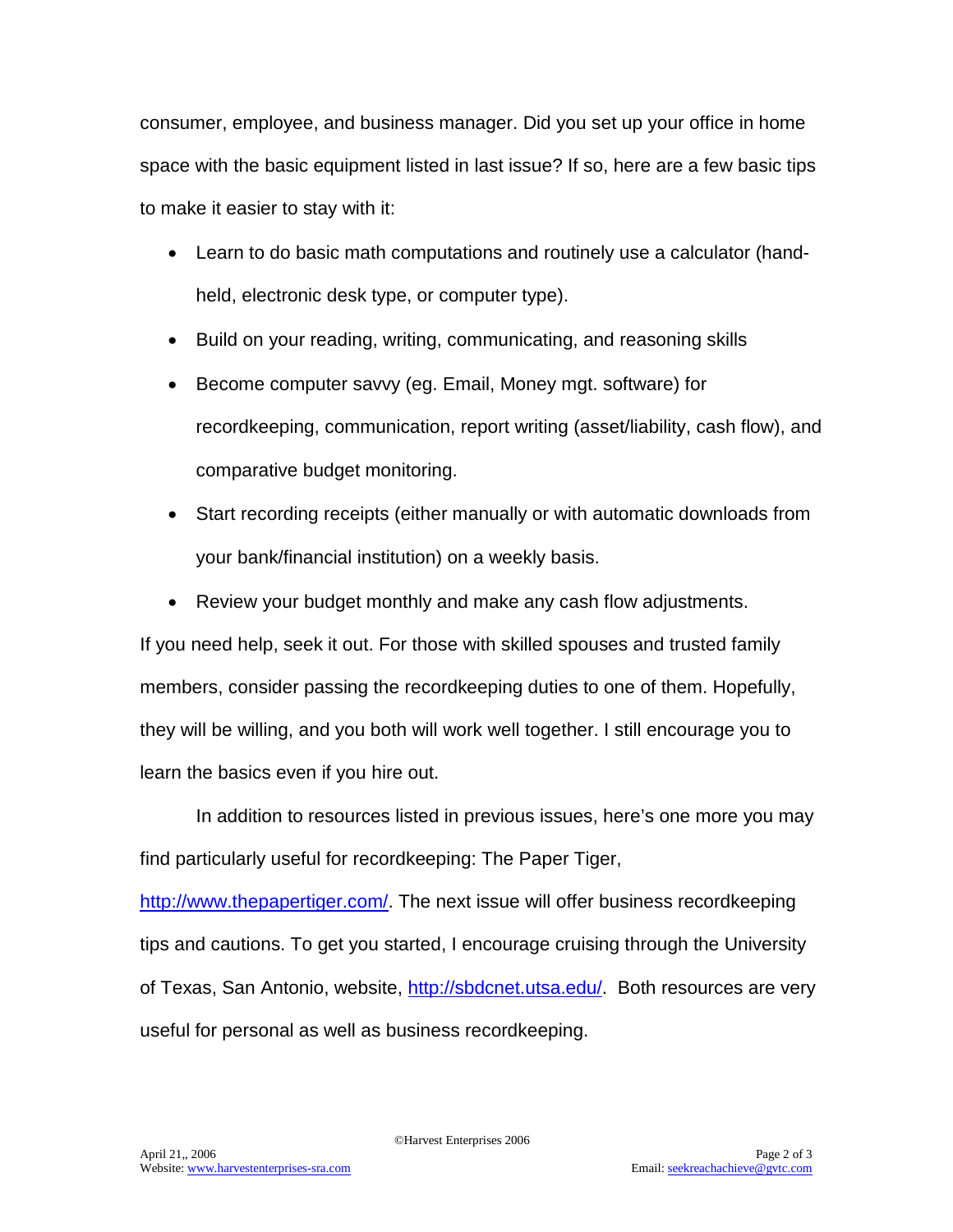consumer, employee, and business manager. Did you set up your office in home space with the basic equipment listed in last issue? If so, here are a few basic tips to make it easier to stay with it:

- Learn to do basic math computations and routinely use a calculator (hand-held, electronic desk type, or computer type).
- Build on your reading, writing, communicating, and reasoning skills
- Become computer savvy (eg. Email, Money mgt. software) for recordkeeping, communication, report writing (asset/liability, cash flow), and comparative budget monitoring.
- Start recording receipts (either manually or with automatic downloads from your bank/financial institution) on a weekly basis.
- Review your budget monthly and make any cash flow adjustments.

If you need help, seek it out. For those with skilled spouses and trusted family members, consider passing the recordkeeping duties to one of them. Hopefully, they will be willing, and you both will work well together. I still encourage you to learn the basics even if you hire out.

In addition to resources listed in previous issues, here's one more you may find particularly useful for recordkeeping: The Paper Tiger, [http://www.thepapertiger.com/](http://www.thepapertiger.com/). The next issue will offer business recordkeeping tips and cautions. To get you started, I encourage cruising through the University of Texas, San Antonio, website, [http://sbdcnet.utsa.edu/](http://sbdcnet.utsa.edu/). Both resources are very useful for personal as well as business recordkeeping.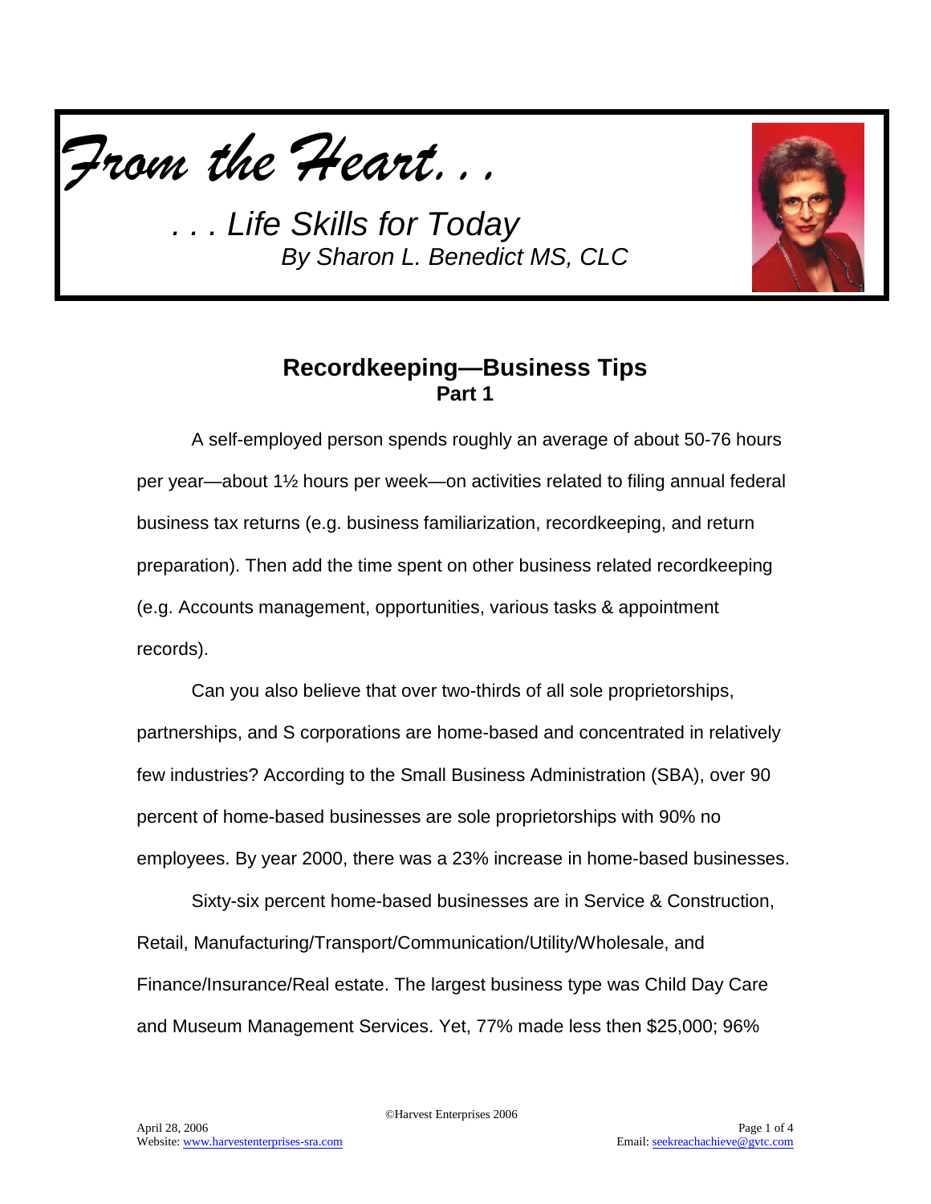*From the Heart. . .*

*. . . Life Skills for Today*

*By Sharon L. Benedict MS, CLC*

## Recordkeeping—Business Tips
### Part 1

A self-employed person spends roughly an average of about 50-76 hours per year—about 1½ hours per week—on activities related to filing annual federal business tax returns (e.g. business familiarization, recordkeeping, and return preparation). Then add the time spent on other business related recordkeeping (e.g. Accounts management, opportunities, various tasks & appointment records).

Can you also believe that over two-thirds of all sole proprietorships, partnerships, and S corporations are home-based and concentrated in relatively few industries? According to the Small Business Administration (SBA), over 90 percent of home-based businesses are sole proprietorships with 90% no employees. By year 2000, there was a 23% increase in home-based businesses.

Sixty-six percent home-based businesses are in Service & Construction, Retail, Manufacturing/Transport/Communication/Utility/Wholesale, and Finance/Insurance/Real estate. The largest business type was Child Day Care and Museum Management Services. Yet, 77% made less then $25,000; 96%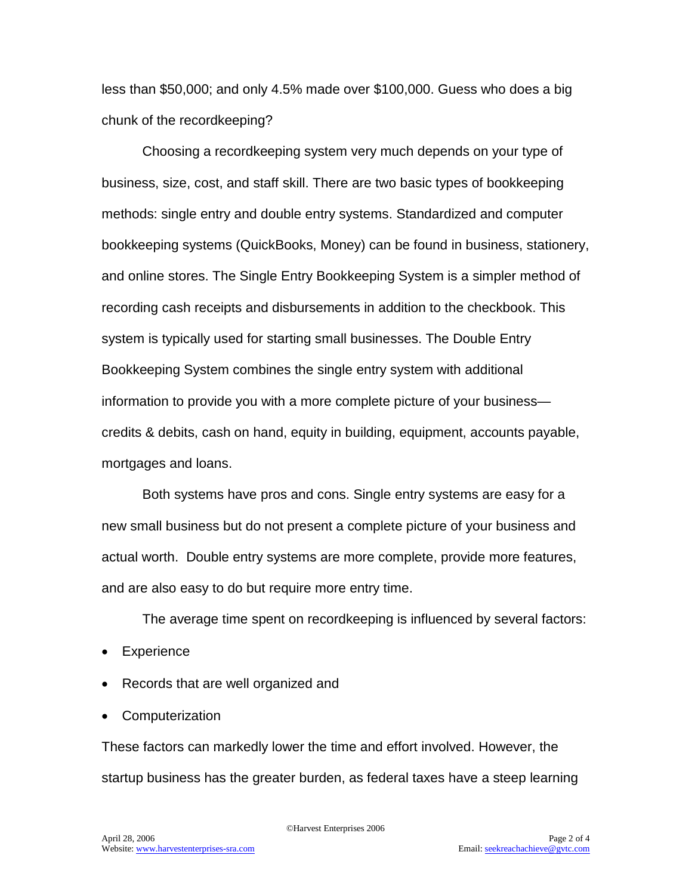less than $50,000; and only 4.5% made over $100,000. Guess who does a big chunk of the recordkeeping?

Choosing a recordkeeping system very much depends on your type of business, size, cost, and staff skill. There are two basic types of bookkeeping methods: single entry and double entry systems. Standardized and computer bookkeeping systems (QuickBooks, Money) can be found in business, stationery, and online stores. The Single Entry Bookkeeping System is a simpler method of recording cash receipts and disbursements in addition to the checkbook. This system is typically used for starting small businesses. The Double Entry Bookkeeping System combines the single entry system with additional information to provide you with a more complete picture of your business—credits & debits, cash on hand, equity in building, equipment, accounts payable, mortgages and loans.

Both systems have pros and cons. Single entry systems are easy for a new small business but do not present a complete picture of your business and actual worth. Double entry systems are more complete, provide more features, and are also easy to do but require more entry time.

The average time spent on recordkeeping is influenced by several factors:

- Experience
- Records that are well organized and
- Computerization

These factors can markedly lower the time and effort involved. However, the startup business has the greater burden, as federal taxes have a steep learning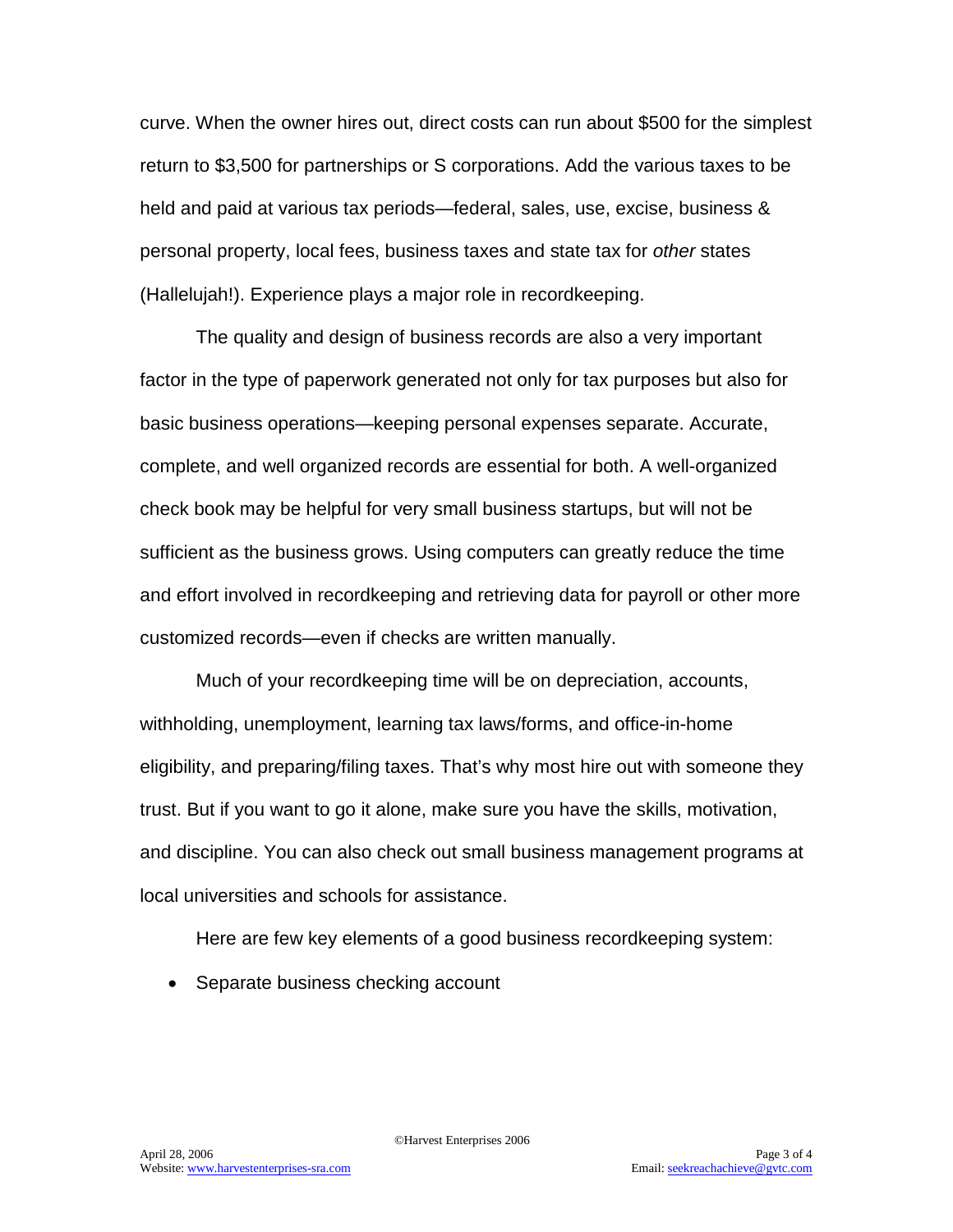curve. When the owner hires out, direct costs can run about $500 for the simplest return to $3,500 for partnerships or S corporations. Add the various taxes to be held and paid at various tax periods—federal, sales, use, excise, business & personal property, local fees, business taxes and state tax for *other* states (Hallelujah!). Experience plays a major role in recordkeeping.

The quality and design of business records are also a very important factor in the type of paperwork generated not only for tax purposes but also for basic business operations—keeping personal expenses separate. Accurate, complete, and well organized records are essential for both. A well-organized check book may be helpful for very small business startups, but will not be sufficient as the business grows. Using computers can greatly reduce the time and effort involved in recordkeeping and retrieving data for payroll or other more customized records—even if checks are written manually.

Much of your recordkeeping time will be on depreciation, accounts, withholding, unemployment, learning tax laws/forms, and office-in-home eligibility, and preparing/filing taxes. That's why most hire out with someone they trust. But if you want to go it alone, make sure you have the skills, motivation, and discipline. You can also check out small business management programs at local universities and schools for assistance.

Here are few key elements of a good business recordkeeping system:

- Separate business checking account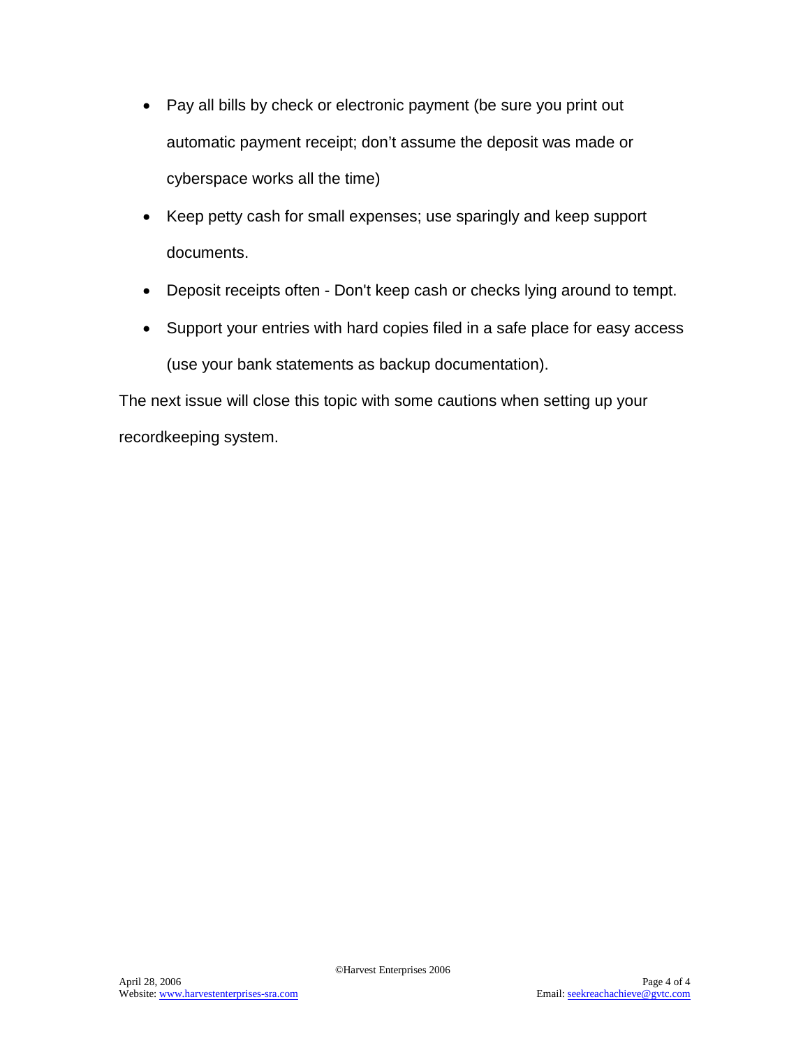- Pay all bills by check or electronic payment (be sure you print out automatic payment receipt; don’t assume the deposit was made or cyberspace works all the time)
- Keep petty cash for small expenses; use sparingly and keep support documents.
- Deposit receipts often - Don't keep cash or checks lying around to tempt.
- Support your entries with hard copies filed in a safe place for easy access (use your bank statements as backup documentation).

The next issue will close this topic with some cautions when setting up your recordkeeping system.